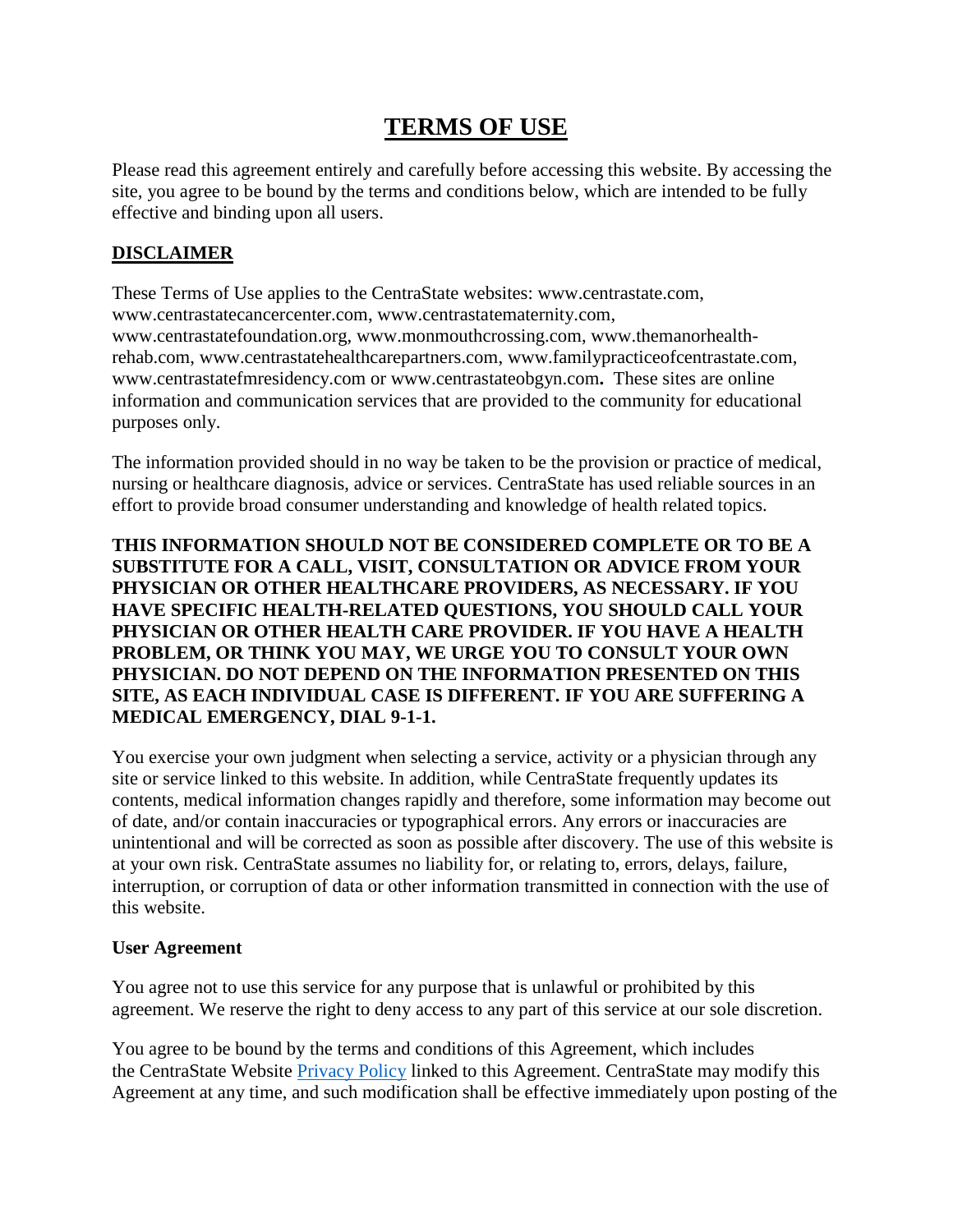# TERMS OF USE

Please read this agreement entirely and carefully before accessing this website. By accessing the site, you agree to be bound by the terms and conditions below, which are intended to be fully effective and binding upon all users.

## DISCLAIMER

These Terms of Use applies to the CentraState websites: www.centrastate.com, www.centrastatecancercenter.com, www.centrastatematernity.com, www.centrastatefoundation.org, www.monmouthcrossing.com, www.themanorhealth-rehab.com, www.centrastatehealthcarepartners.com, www.familypracticeofcentrastate.com, www.centrastatefmresidency.com or www.centrastateobgyn.com**.** These sites are online information and communication services that are provided to the community for educational purposes only.

The information provided should in no way be taken to be the provision or practice of medical, nursing or healthcare diagnosis, advice or services. CentraState has used reliable sources in an effort to provide broad consumer understanding and knowledge of health related topics.

**THIS INFORMATION SHOULD NOT BE CONSIDERED COMPLETE OR TO BE A SUBSTITUTE FOR A CALL, VISIT, CONSULTATION OR ADVICE FROM YOUR PHYSICIAN OR OTHER HEALTHCARE PROVIDERS, AS NECESSARY. IF YOU HAVE SPECIFIC HEALTH-RELATED QUESTIONS, YOU SHOULD CALL YOUR PHYSICIAN OR OTHER HEALTH CARE PROVIDER. IF YOU HAVE A HEALTH PROBLEM, OR THINK YOU MAY, WE URGE YOU TO CONSULT YOUR OWN PHYSICIAN. DO NOT DEPEND ON THE INFORMATION PRESENTED ON THIS SITE, AS EACH INDIVIDUAL CASE IS DIFFERENT. IF YOU ARE SUFFERING A MEDICAL EMERGENCY, DIAL 9-1-1.**

You exercise your own judgment when selecting a service, activity or a physician through any site or service linked to this website. In addition, while CentraState frequently updates its contents, medical information changes rapidly and therefore, some information may become out of date, and/or contain inaccuracies or typographical errors. Any errors or inaccuracies are unintentional and will be corrected as soon as possible after discovery. The use of this website is at your own risk. CentraState assumes no liability for, or relating to, errors, delays, failure, interruption, or corruption of data or other information transmitted in connection with the use of this website.

### User Agreement

You agree not to use this service for any purpose that is unlawful or prohibited by this agreement. We reserve the right to deny access to any part of this service at our sole discretion.

You agree to be bound by the terms and conditions of this Agreement, which includes the CentraState Website Privacy Policy linked to this Agreement. CentraState may modify this Agreement at any time, and such modification shall be effective immediately upon posting of the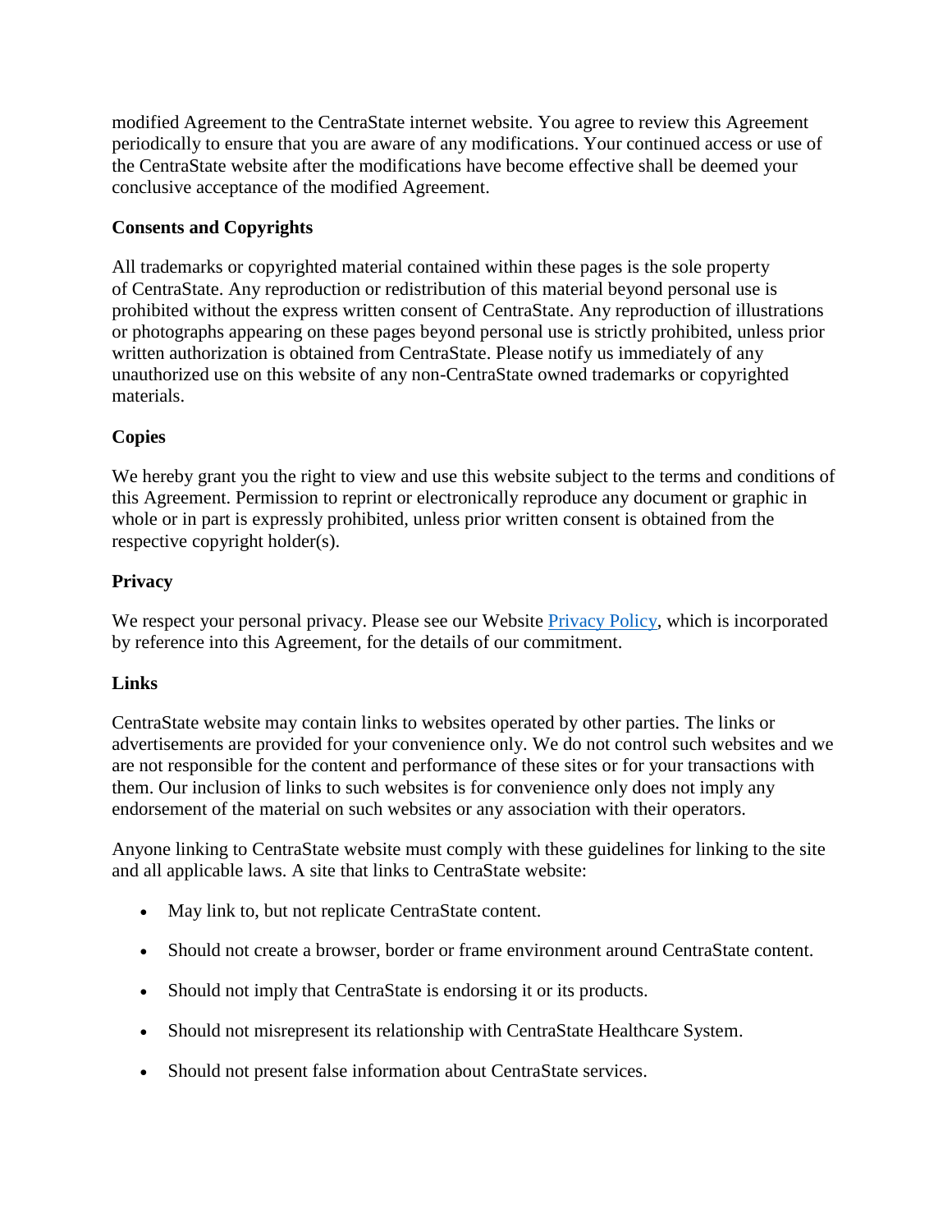modified Agreement to the CentraState internet website. You agree to review this Agreement periodically to ensure that you are aware of any modifications. Your continued access or use of the CentraState website after the modifications have become effective shall be deemed your conclusive acceptance of the modified Agreement.

**Consents and Copyrights**

All trademarks or copyrighted material contained within these pages is the sole property of CentraState. Any reproduction or redistribution of this material beyond personal use is prohibited without the express written consent of CentraState. Any reproduction of illustrations or photographs appearing on these pages beyond personal use is strictly prohibited, unless prior written authorization is obtained from CentraState. Please notify us immediately of any unauthorized use on this website of any non-CentraState owned trademarks or copyrighted materials.

**Copies**

We hereby grant you the right to view and use this website subject to the terms and conditions of this Agreement. Permission to reprint or electronically reproduce any document or graphic in whole or in part is expressly prohibited, unless prior written consent is obtained from the respective copyright holder(s).

**Privacy**

We respect your personal privacy. Please see our Website [Privacy Policy](), which is incorporated by reference into this Agreement, for the details of our commitment.

**Links**

CentraState website may contain links to websites operated by other parties. The links or advertisements are provided for your convenience only. We do not control such websites and we are not responsible for the content and performance of these sites or for your transactions with them. Our inclusion of links to such websites is for convenience only does not imply any endorsement of the material on such websites or any association with their operators.

Anyone linking to CentraState website must comply with these guidelines for linking to the site and all applicable laws. A site that links to CentraState website:

- May link to, but not replicate CentraState content.
- Should not create a browser, border or frame environment around CentraState content.
- Should not imply that CentraState is endorsing it or its products.
- Should not misrepresent its relationship with CentraState Healthcare System.
- Should not present false information about CentraState services.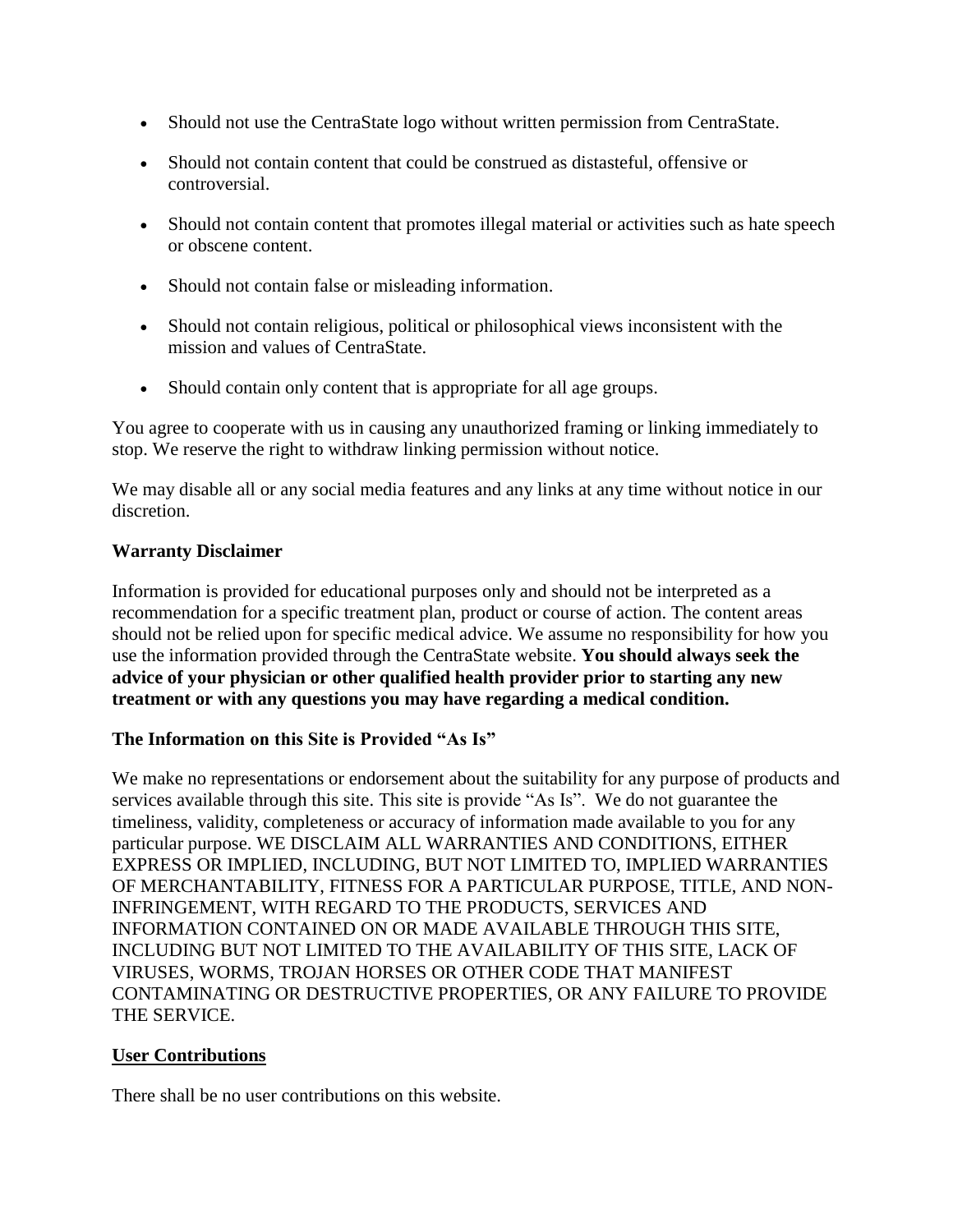- Should not use the CentraState logo without written permission from CentraState.
- Should not contain content that could be construed as distasteful, offensive or controversial.
- Should not contain content that promotes illegal material or activities such as hate speech or obscene content.
- Should not contain false or misleading information.
- Should not contain religious, political or philosophical views inconsistent with the mission and values of CentraState.
- Should contain only content that is appropriate for all age groups.

You agree to cooperate with us in causing any unauthorized framing or linking immediately to stop. We reserve the right to withdraw linking permission without notice.

We may disable all or any social media features and any links at any time without notice in our discretion.

**Warranty Disclaimer**

Information is provided for educational purposes only and should not be interpreted as a recommendation for a specific treatment plan, product or course of action. The content areas should not be relied upon for specific medical advice. We assume no responsibility for how you use the information provided through the CentraState website. **You should always seek the advice of your physician or other qualified health provider prior to starting any new treatment or with any questions you may have regarding a medical condition.**

**The Information on this Site is Provided "As Is"**

We make no representations or endorsement about the suitability for any purpose of products and services available through this site. This site is provide "As Is". We do not guarantee the timeliness, validity, completeness or accuracy of information made available to you for any particular purpose. WE DISCLAIM ALL WARRANTIES AND CONDITIONS, EITHER EXPRESS OR IMPLIED, INCLUDING, BUT NOT LIMITED TO, IMPLIED WARRANTIES OF MERCHANTABILITY, FITNESS FOR A PARTICULAR PURPOSE, TITLE, AND NON-INFRINGEMENT, WITH REGARD TO THE PRODUCTS, SERVICES AND INFORMATION CONTAINED ON OR MADE AVAILABLE THROUGH THIS SITE, INCLUDING BUT NOT LIMITED TO THE AVAILABILITY OF THIS SITE, LACK OF VIRUSES, WORMS, TROJAN HORSES OR OTHER CODE THAT MANIFEST CONTAMINATING OR DESTRUCTIVE PROPERTIES, OR ANY FAILURE TO PROVIDE THE SERVICE.

**User Contributions**

There shall be no user contributions on this website.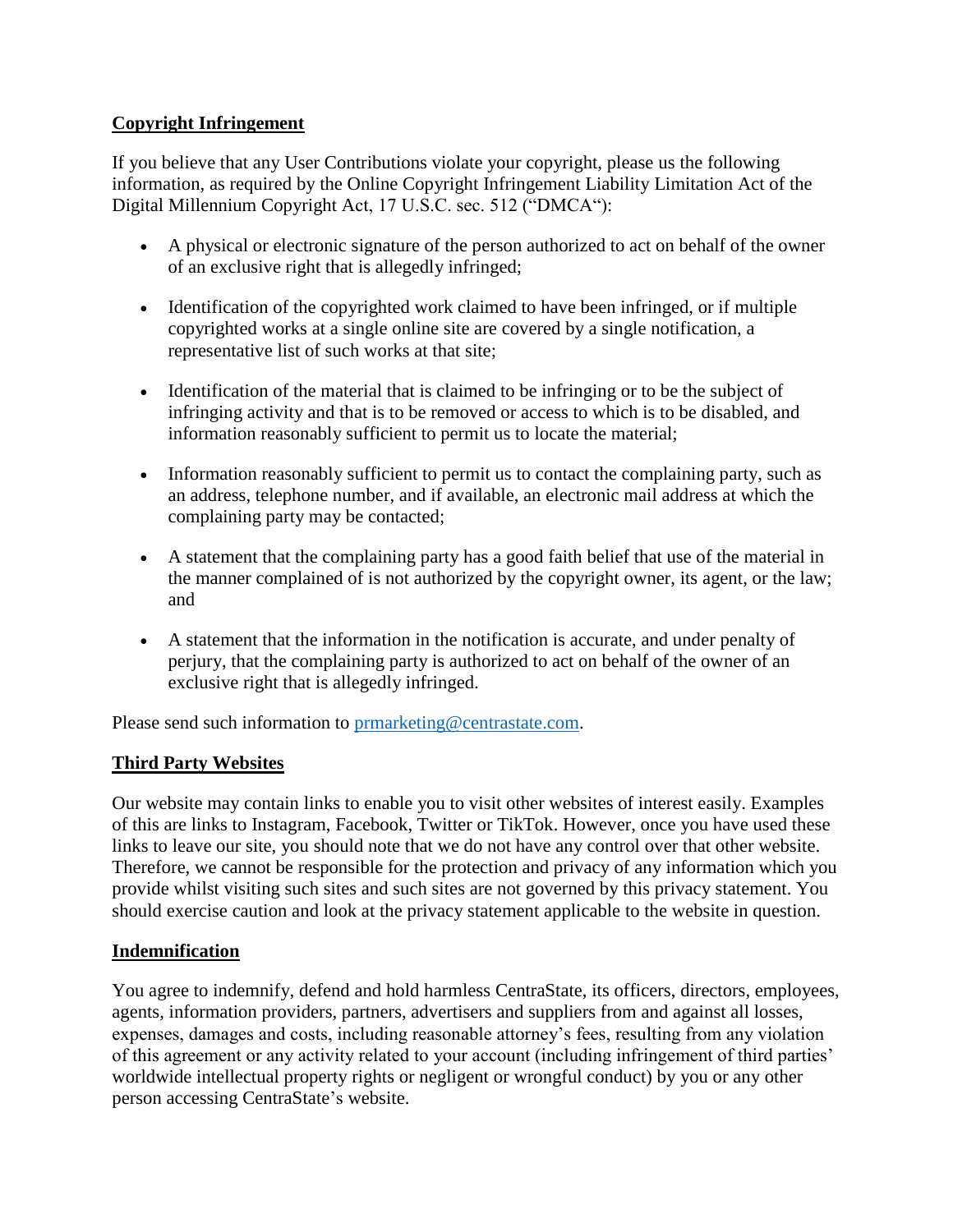## **Copyright Infringement**

If you believe that any User Contributions violate your copyright, please us the following information, as required by the Online Copyright Infringement Liability Limitation Act of the Digital Millennium Copyright Act, 17 U.S.C. sec. 512 ("DMCA"):

- A physical or electronic signature of the person authorized to act on behalf of the owner of an exclusive right that is allegedly infringed;
- Identification of the copyrighted work claimed to have been infringed, or if multiple copyrighted works at a single online site are covered by a single notification, a representative list of such works at that site;
- Identification of the material that is claimed to be infringing or to be the subject of infringing activity and that is to be removed or access to which is to be disabled, and information reasonably sufficient to permit us to locate the material;
- Information reasonably sufficient to permit us to contact the complaining party, such as an address, telephone number, and if available, an electronic mail address at which the complaining party may be contacted;
- A statement that the complaining party has a good faith belief that use of the material in the manner complained of is not authorized by the copyright owner, its agent, or the law; and
- A statement that the information in the notification is accurate, and under penalty of perjury, that the complaining party is authorized to act on behalf of the owner of an exclusive right that is allegedly infringed.

Please send such information to prmarketing@centrastate.com.

## **Third Party Websites**

Our website may contain links to enable you to visit other websites of interest easily. Examples of this are links to Instagram, Facebook, Twitter or TikTok. However, once you have used these links to leave our site, you should note that we do not have any control over that other website. Therefore, we cannot be responsible for the protection and privacy of any information which you provide whilst visiting such sites and such sites are not governed by this privacy statement. You should exercise caution and look at the privacy statement applicable to the website in question.

## **Indemnification**

You agree to indemnify, defend and hold harmless CentraState, its officers, directors, employees, agents, information providers, partners, advertisers and suppliers from and against all losses, expenses, damages and costs, including reasonable attorney's fees, resulting from any violation of this agreement or any activity related to your account (including infringement of third parties' worldwide intellectual property rights or negligent or wrongful conduct) by you or any other person accessing CentraState's website.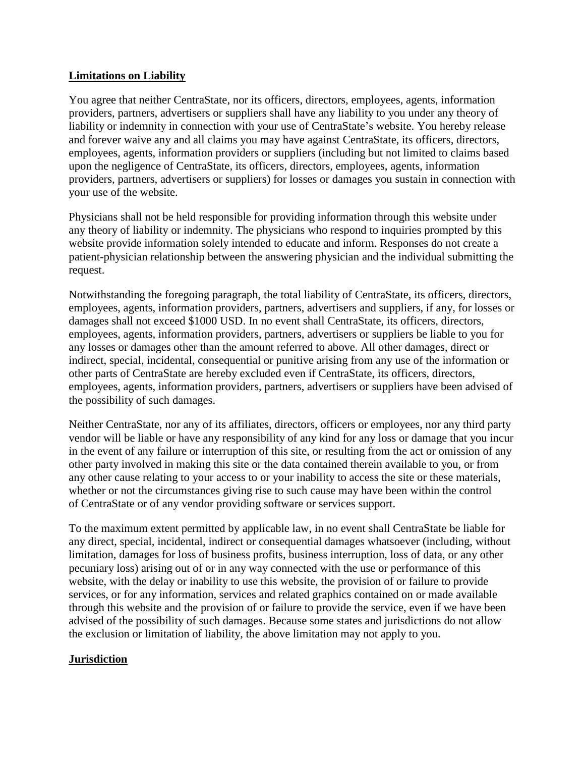## **Limitations on Liability**

You agree that neither CentraState, nor its officers, directors, employees, agents, information providers, partners, advertisers or suppliers shall have any liability to you under any theory of liability or indemnity in connection with your use of CentraState's website. You hereby release and forever waive any and all claims you may have against CentraState, its officers, directors, employees, agents, information providers or suppliers (including but not limited to claims based upon the negligence of CentraState, its officers, directors, employees, agents, information providers, partners, advertisers or suppliers) for losses or damages you sustain in connection with your use of the website.

Physicians shall not be held responsible for providing information through this website under any theory of liability or indemnity. The physicians who respond to inquiries prompted by this website provide information solely intended to educate and inform. Responses do not create a patient-physician relationship between the answering physician and the individual submitting the request.

Notwithstanding the foregoing paragraph, the total liability of CentraState, its officers, directors, employees, agents, information providers, partners, advertisers and suppliers, if any, for losses or damages shall not exceed $1000 USD. In no event shall CentraState, its officers, directors, employees, agents, information providers, partners, advertisers or suppliers be liable to you for any losses or damages other than the amount referred to above. All other damages, direct or indirect, special, incidental, consequential or punitive arising from any use of the information or other parts of CentraState are hereby excluded even if CentraState, its officers, directors, employees, agents, information providers, partners, advertisers or suppliers have been advised of the possibility of such damages.

Neither CentraState, nor any of its affiliates, directors, officers or employees, nor any third party vendor will be liable or have any responsibility of any kind for any loss or damage that you incur in the event of any failure or interruption of this site, or resulting from the act or omission of any other party involved in making this site or the data contained therein available to you, or from any other cause relating to your access to or your inability to access the site or these materials, whether or not the circumstances giving rise to such cause may have been within the control of CentraState or of any vendor providing software or services support.

To the maximum extent permitted by applicable law, in no event shall CentraState be liable for any direct, special, incidental, indirect or consequential damages whatsoever (including, without limitation, damages for loss of business profits, business interruption, loss of data, or any other pecuniary loss) arising out of or in any way connected with the use or performance of this website, with the delay or inability to use this website, the provision of or failure to provide services, or for any information, services and related graphics contained on or made available through this website and the provision of or failure to provide the service, even if we have been advised of the possibility of such damages. Because some states and jurisdictions do not allow the exclusion or limitation of liability, the above limitation may not apply to you.

## **Jurisdiction**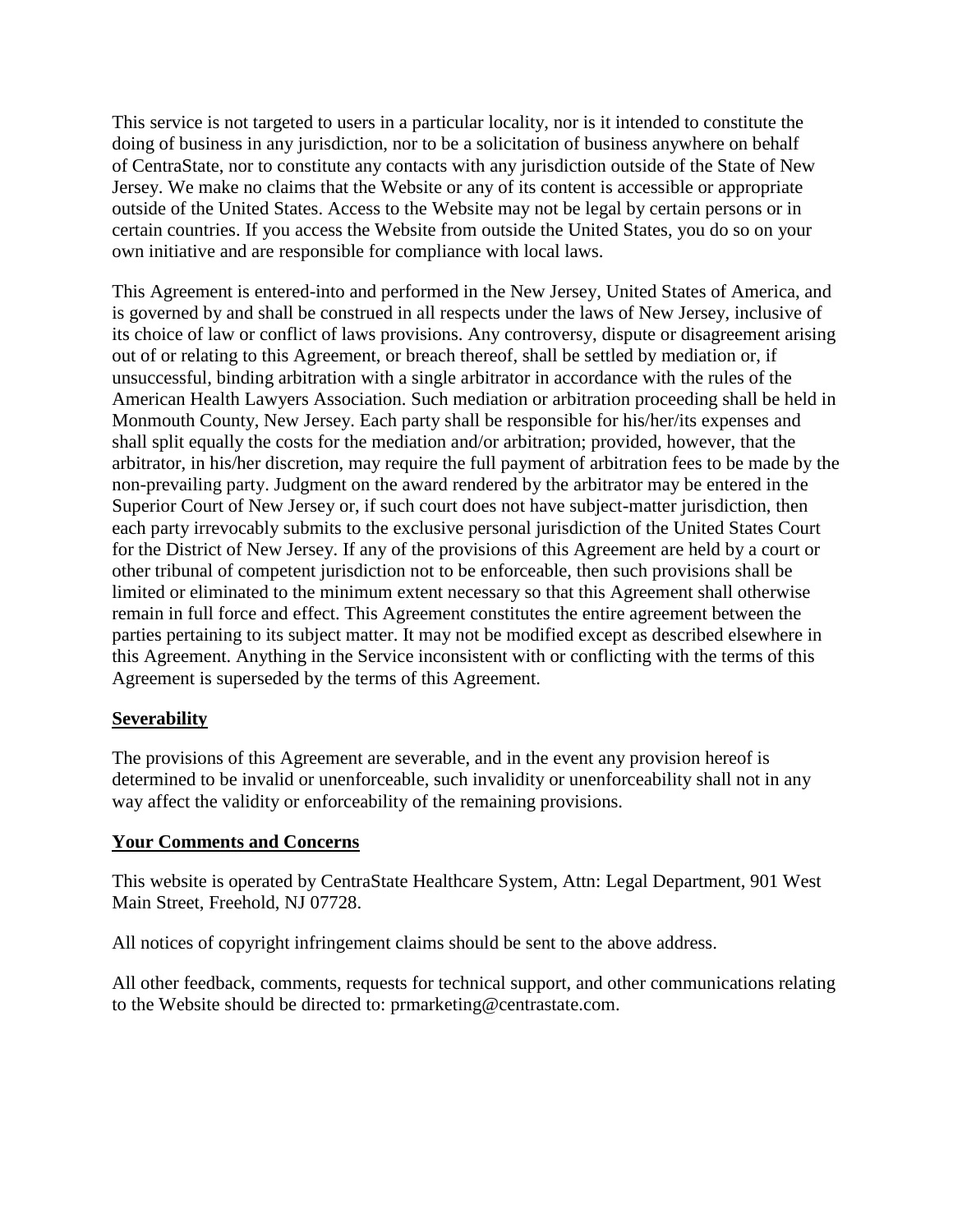This service is not targeted to users in a particular locality, nor is it intended to constitute the doing of business in any jurisdiction, nor to be a solicitation of business anywhere on behalf of CentraState, nor to constitute any contacts with any jurisdiction outside of the State of New Jersey. We make no claims that the Website or any of its content is accessible or appropriate outside of the United States. Access to the Website may not be legal by certain persons or in certain countries. If you access the Website from outside the United States, you do so on your own initiative and are responsible for compliance with local laws.

This Agreement is entered-into and performed in the New Jersey, United States of America, and is governed by and shall be construed in all respects under the laws of New Jersey, inclusive of its choice of law or conflict of laws provisions. Any controversy, dispute or disagreement arising out of or relating to this Agreement, or breach thereof, shall be settled by mediation or, if unsuccessful, binding arbitration with a single arbitrator in accordance with the rules of the American Health Lawyers Association. Such mediation or arbitration proceeding shall be held in Monmouth County, New Jersey. Each party shall be responsible for his/her/its expenses and shall split equally the costs for the mediation and/or arbitration; provided, however, that the arbitrator, in his/her discretion, may require the full payment of arbitration fees to be made by the non-prevailing party. Judgment on the award rendered by the arbitrator may be entered in the Superior Court of New Jersey or, if such court does not have subject-matter jurisdiction, then each party irrevocably submits to the exclusive personal jurisdiction of the United States Court for the District of New Jersey. If any of the provisions of this Agreement are held by a court or other tribunal of competent jurisdiction not to be enforceable, then such provisions shall be limited or eliminated to the minimum extent necessary so that this Agreement shall otherwise remain in full force and effect. This Agreement constitutes the entire agreement between the parties pertaining to its subject matter. It may not be modified except as described elsewhere in this Agreement. Anything in the Service inconsistent with or conflicting with the terms of this Agreement is superseded by the terms of this Agreement.

## Severability

The provisions of this Agreement are severable, and in the event any provision hereof is determined to be invalid or unenforceable, such invalidity or unenforceability shall not in any way affect the validity or enforceability of the remaining provisions.

## Your Comments and Concerns

This website is operated by CentraState Healthcare System, Attn: Legal Department, 901 West Main Street, Freehold, NJ 07728.

All notices of copyright infringement claims should be sent to the above address.

All other feedback, comments, requests for technical support, and other communications relating to the Website should be directed to: prmarketing@centrastate.com.